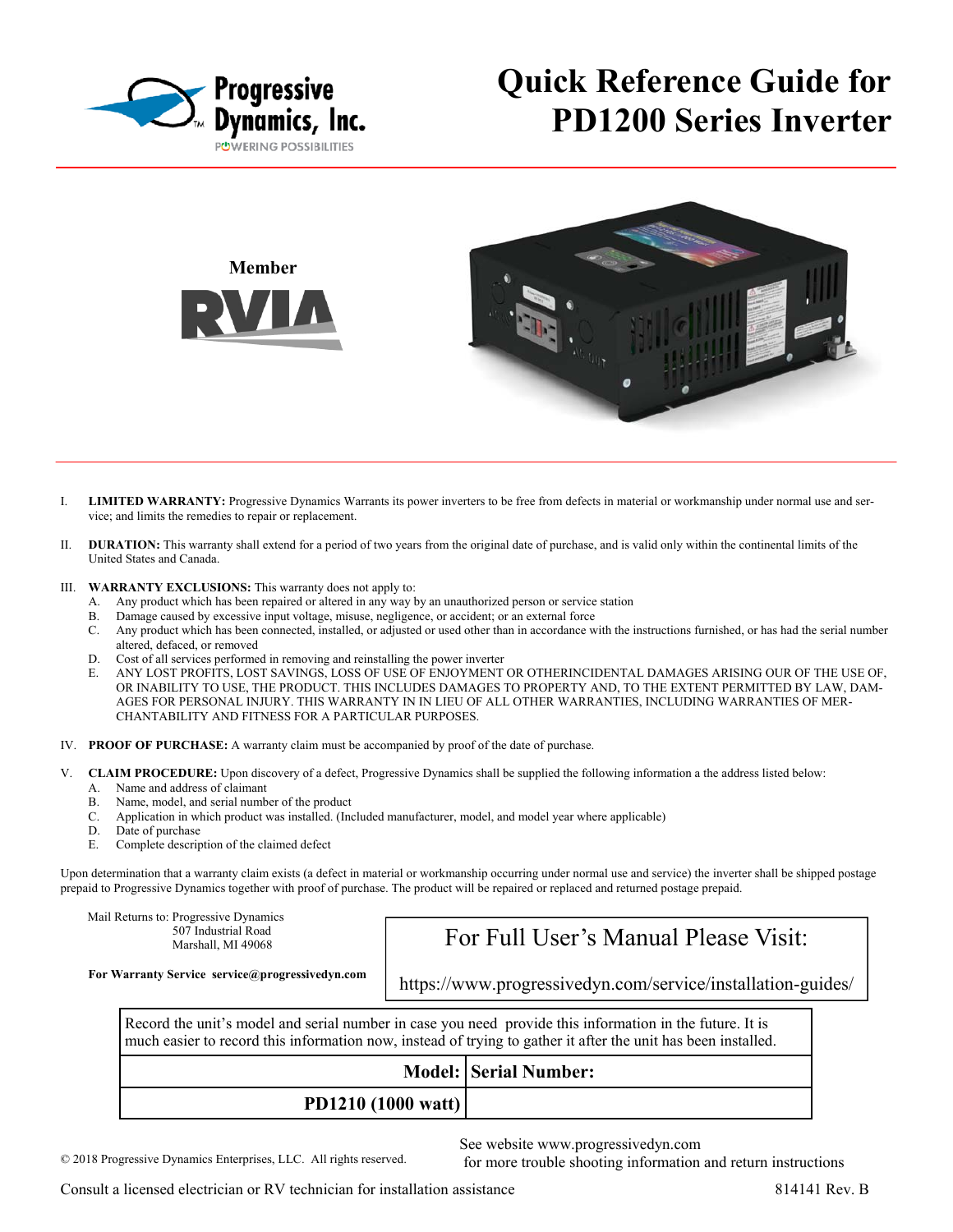Progressive Dynamics, Inc.

POWERING POSSIBILITIES

# Quick Reference Guide for PD1200 Series Inverter

**Member**

RVIA

I. **LIMITED WARRANTY:** Progressive Dynamics Warrants its power inverters to be free from defects in material or workmanship under normal use and service; and limits the remedies to repair or replacement.

II. **DURATION:** This warranty shall extend for a period of two years from the original date of purchase, and is valid only within the continental limits of the United States and Canada.

III. **WARRANTY EXCLUSIONS:** This warranty does not apply to:
   A. Any product which has been repaired or altered in any way by an unauthorized person or service station
   B. Damage caused by excessive input voltage, misuse, negligence, or accident; or an external force
   C. Any product which has been connected, installed, or adjusted or used other than in accordance with the instructions furnished, or has had the serial number altered, defaced, or removed
   D. Cost of all services performed in removing and reinstalling the power inverter
   E. ANY LOST PROFITS, LOST SAVINGS, LOSS OF USE OF ENJOYMENT OR OTHERINCIDENTAL DAMAGES ARISING OUR OF THE USE OF, OR INABILITY TO USE, THE PRODUCT. THIS INCLUDES DAMAGES TO PROPERTY AND, TO THE EXTENT PERMITTED BY LAW, DAMAGES FOR PERSONAL INJURY. THIS WARRANTY IN IN LIEU OF ALL OTHER WARRANTIES, INCLUDING WARRANTIES OF MERCHANTABILITY AND FITNESS FOR A PARTICULAR PURPOSES.

IV. **PROOF OF PURCHASE:** A warranty claim must be accompanied by proof of the date of purchase.

V. **CLAIM PROCEDURE:** Upon discovery of a defect, Progressive Dynamics shall be supplied the following information a the address listed below:
   A. Name and address of claimant
   B. Name, model, and serial number of the product
   C. Application in which product was installed. (Included manufacturer, model, and model year where applicable)
   D. Date of purchase
   E. Complete description of the claimed defect

Upon determination that a warranty claim exists (a defect in material or workmanship occurring under normal use and service) the inverter shall be shipped postage prepaid to Progressive Dynamics together with proof of purchase. The product will be repaired or replaced and returned postage prepaid.

Mail Returns to: Progressive Dynamics
507 Industrial Road
Marshall, MI 49068

**For Warranty Service service@progressivedyn.com**

For Full User's Manual Please Visit:

https://www.progressivedyn.com/service/installation-guides/

Record the unit's model and serial number in case you need provide this information in the future. It is much easier to record this information now, instead of trying to gather it after the unit has been installed.

| Model: | Serial Number: |
| --- | --- |
| PD1210 (1000 watt) | |

© 2018 Progressive Dynamics Enterprises, LLC. All rights reserved.

See website www.progressivedyn.com for more trouble shooting information and return instructions

Consult a licensed electrician or RV technician for installation assistance

814141 Rev. B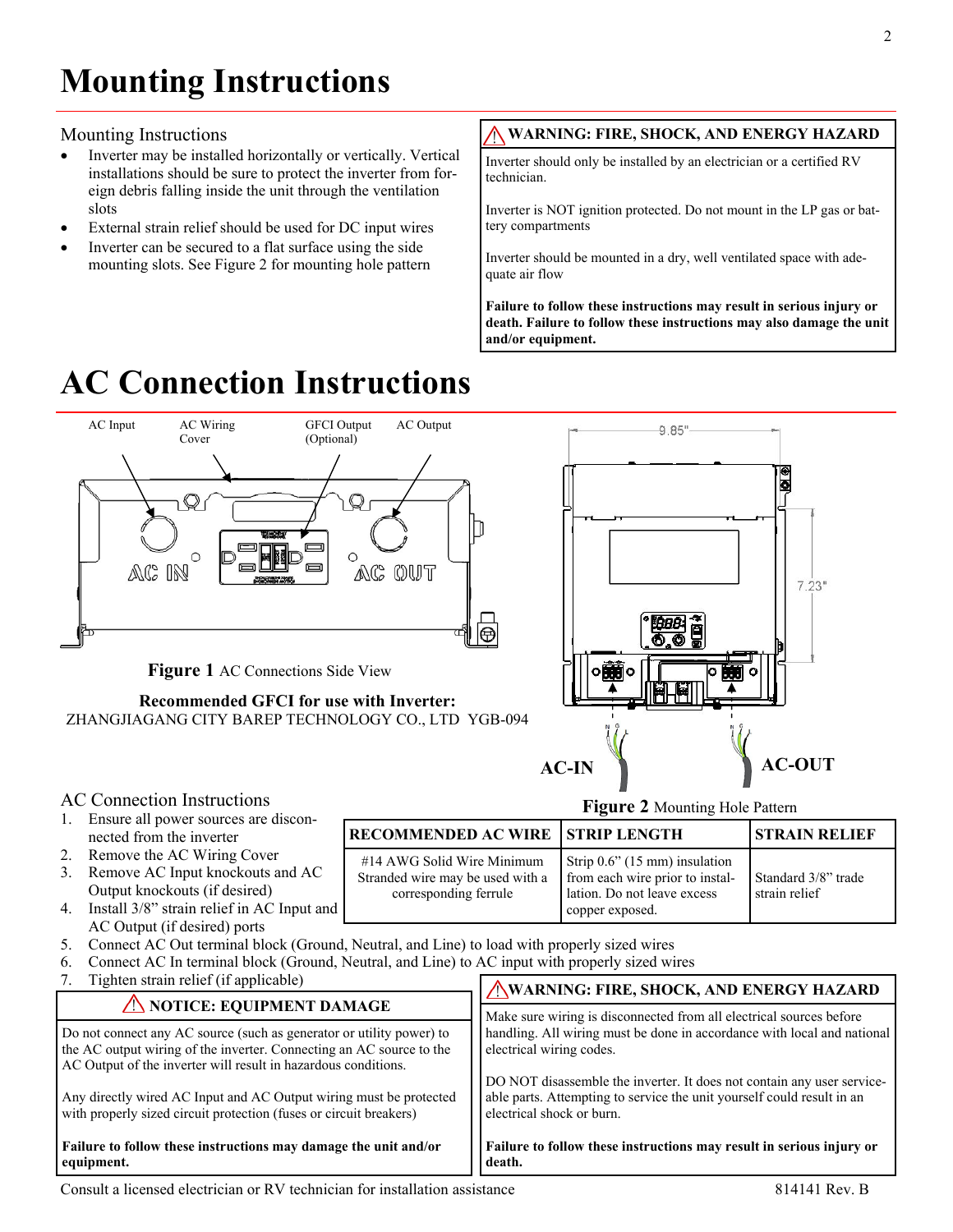// Mounting Instructions

## Mounting Instructions

- Inverter may be installed horizontally or vertically. Vertical installations should be sure to protect the inverter from foreign debris falling inside the unit through the ventilation slots
- External strain relief should be used for DC input wires
- Inverter can be secured to a flat surface using the side mounting slots. See Figure 2 for mounting hole pattern

> ⚠ **WARNING: FIRE, SHOCK, AND ENERGY HAZARD**
>
> Inverter should only be installed by an electrician or a certified RV technician.
>
> Inverter is NOT ignition protected. Do not mount in the LP gas or battery compartments
>
> Inverter should be mounted in a dry, well ventilated space with adequate air flow
>
> **Failure to follow these instructions may result in serious injury or death. Failure to follow these instructions may also damage the unit and/or equipment.**

# AC Connection Instructions

AC Input | AC Wiring Cover | GFCI Output (Optional) | AC Output

**Figure 1** AC Connections Side View

**Recommended GFCI for use with Inverter:**
ZHANGJIAGANG CITY BAREP TECHNOLOGY CO., LTD YGB-094

9.85" | 7.23" | AC-IN | AC-OUT

**Figure 2** Mounting Hole Pattern

## AC Connection Instructions

1. Ensure all power sources are disconnected from the inverter
2. Remove the AC Wiring Cover
3. Remove AC Input knockouts and AC Output knockouts (if desired)
4. Install 3/8" strain relief in AC Input and AC Output (if desired) ports
5. Connect AC Out terminal block (Ground, Neutral, and Line) to load with properly sized wires
6. Connect AC In terminal block (Ground, Neutral, and Line) to AC input with properly sized wires
7. Tighten strain relief (if applicable)

| RECOMMENDED AC WIRE | STRIP LENGTH | STRAIN RELIEF |
|---|---|---|
| #14 AWG Solid Wire Minimum<br>Stranded wire may be used with a corresponding ferrule | Strip 0.6" (15 mm) insulation from each wire prior to installation. Do not leave excess copper exposed. | Standard 3/8" trade strain relief |

> ⚠ **NOTICE: EQUIPMENT DAMAGE**
>
> Do not connect any AC source (such as generator or utility power) to the AC output wiring of the inverter. Connecting an AC source to the AC Output of the inverter will result in hazardous conditions.
>
> Any directly wired AC Input and AC Output wiring must be protected with properly sized circuit protection (fuses or circuit breakers)
>
> **Failure to follow these instructions may damage the unit and/or equipment.**

> ⚠ **WARNING: FIRE, SHOCK, AND ENERGY HAZARD**
>
> Make sure wiring is disconnected from all electrical sources before handling. All wiring must be done in accordance with local and national electrical wiring codes.
>
> DO NOT disassemble the inverter. It does not contain any user serviceable parts. Attempting to service the unit yourself could result in an electrical shock or burn.
>
> **Failure to follow these instructions may result in serious injury or death.**

Consult a licensed electrician or RV technician for installation assistance

814141 Rev. B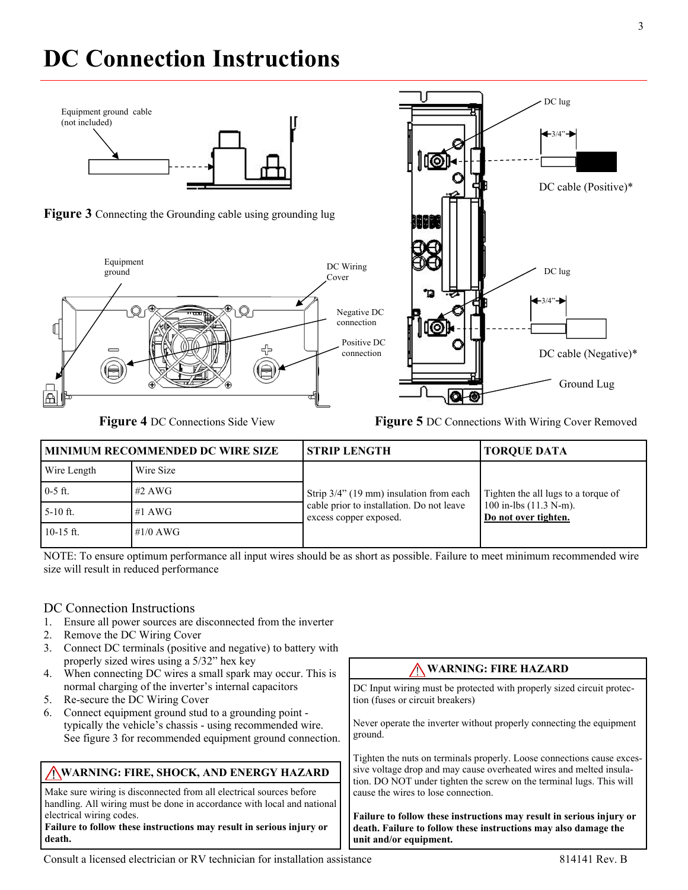# DC Connection Instructions

**Figure 3** Connecting the Grounding cable using grounding lug

**Figure 4** DC Connections Side View

**Figure 5** DC Connections With Wiring Cover Removed

| MINIMUM RECOMMENDED DC WIRE SIZE | | STRIP LENGTH | TORQUE DATA |
|---|---|---|---|
| Wire Length | Wire Size | Strip 3/4" (19 mm) insulation from each cable prior to installation. Do not leave excess copper exposed. | Tighten the all lugs to a torque of 100 in-lbs (11.3 N-m). **Do not over tighten.** |
| 0-5 ft. | #2 AWG | | |
| 5-10 ft. | #1 AWG | | |
| 10-15 ft. | #1/0 AWG | | |

NOTE: To ensure optimum performance all input wires should be as short as possible. Failure to meet minimum recommended wire size will result in reduced performance

## DC Connection Instructions

1. Ensure all power sources are disconnected from the inverter
2. Remove the DC Wiring Cover
3. Connect DC terminals (positive and negative) to battery with properly sized wires using a 5/32" hex key
4. When connecting DC wires a small spark may occur. This is normal charging of the inverter's internal capacitors
5. Re-secure the DC Wiring Cover
6. Connect equipment ground stud to a grounding point - typically the vehicle's chassis - using recommended wire. See figure 3 for recommended equipment ground connection.

**⚠WARNING: FIRE, SHOCK, AND ENERGY HAZARD**

Make sure wiring is disconnected from all electrical sources before handling. All wiring must be done in accordance with local and national electrical wiring codes.
**Failure to follow these instructions may result in serious injury or death.**

**⚠ WARNING: FIRE HAZARD**

DC Input wiring must be protected with properly sized circuit protection (fuses or circuit breakers)

Never operate the inverter without properly connecting the equipment ground.

Tighten the nuts on terminals properly. Loose connections cause excessive voltage drop and may cause overheated wires and melted insulation. DO NOT under tighten the screw on the terminal lugs. This will cause the wires to lose connection.

**Failure to follow these instructions may result in serious injury or death. Failure to follow these instructions may also damage the unit and/or equipment.**

Consult a licensed electrician or RV technician for installation assistance

814141 Rev. B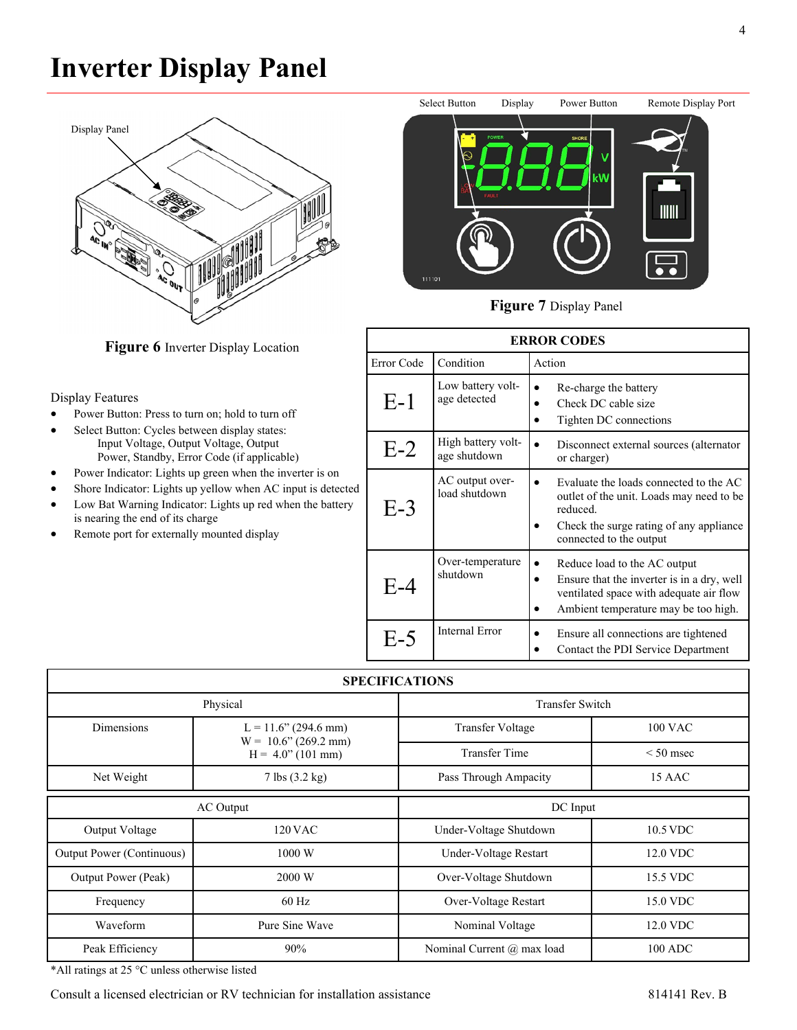# Inverter Display Panel

Display Panel

AC IN

AC OUT

**Figure 6** Inverter Display Location

Select Button Display Power Button Remote Display Port

POWER SHORE V kW FAULT

111101

**Figure 7** Display Panel

Display Features

- Power Button: Press to turn on; hold to turn off
- Select Button: Cycles between display states:
  Input Voltage, Output Voltage, Output
  Power, Standby, Error Code (if applicable)
- Power Indicator: Lights up green when the inverter is on
- Shore Indicator: Lights up yellow when AC input is detected
- Low Bat Warning Indicator: Lights up red when the battery is nearing the end of its charge
- Remote port for externally mounted display

**ERROR CODES**

| Error Code | Condition | Action |
|---|---|---|
| E-1 | Low battery voltage detected | • Re-charge the battery<br>• Check DC cable size<br>• Tighten DC connections |
| E-2 | High battery voltage shutdown | • Disconnect external sources (alternator or charger) |
| E-3 | AC output overload shutdown | • Evaluate the loads connected to the AC outlet of the unit. Loads may need to be reduced.<br>• Check the surge rating of any appliance connected to the output |
| E-4 | Over-temperature shutdown | • Reduce load to the AC output<br>• Ensure that the inverter is in a dry, well ventilated space with adequate air flow<br>• Ambient temperature may be too high. |
| E-5 | Internal Error | • Ensure all connections are tightened<br>• Contact the PDI Service Department |

**SPECIFICATIONS**

| Physical | | Transfer Switch | |
|---|---|---|---|
| Dimensions | L = 11.6” (294.6 mm)<br>W = 10.6” (269.2 mm)<br>H = 4.0” (101 mm) | Transfer Voltage | 100 VAC |
| | | Transfer Time | < 50 msec |
| Net Weight | 7 lbs (3.2 kg) | Pass Through Ampacity | 15 AAC |

| AC Output | | DC Input | |
|---|---|---|---|
| Output Voltage | 120 VAC | Under-Voltage Shutdown | 10.5 VDC |
| Output Power (Continuous) | 1000 W | Under-Voltage Restart | 12.0 VDC |
| Output Power (Peak) | 2000 W | Over-Voltage Shutdown | 15.5 VDC |
| Frequency | 60 Hz | Over-Voltage Restart | 15.0 VDC |
| Waveform | Pure Sine Wave | Nominal Voltage | 12.0 VDC |
| Peak Efficiency | 90% | Nominal Current @ max load | 100 ADC |

*All ratings at 25 °C unless otherwise listed

Consult a licensed electrician or RV technician for installation assistance

814141 Rev. B